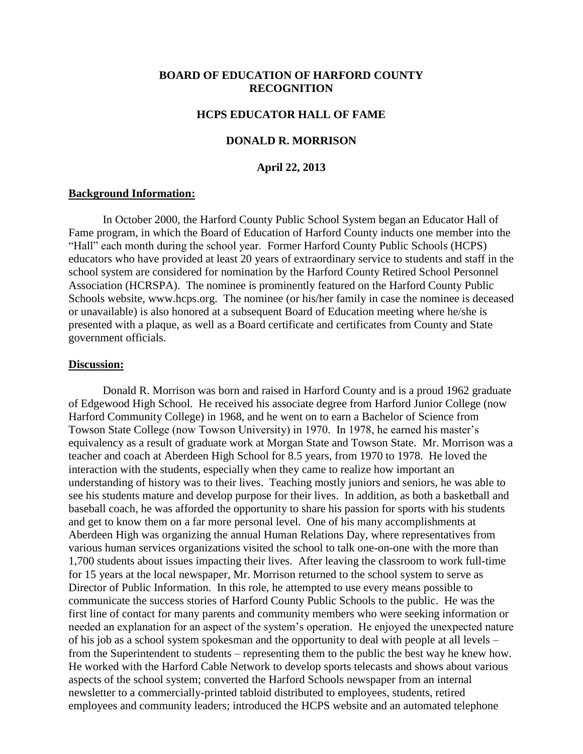**BOARD OF EDUCATION OF HARFORD COUNTY RECOGNITION**

**HCPS EDUCATOR HALL OF FAME**

**DONALD R. MORRISON**

**April 22, 2013**

## Background Information:

In October 2000, the Harford County Public School System began an Educator Hall of Fame program, in which the Board of Education of Harford County inducts one member into the "Hall" each month during the school year. Former Harford County Public Schools (HCPS) educators who have provided at least 20 years of extraordinary service to students and staff in the school system are considered for nomination by the Harford County Retired School Personnel Association (HCRSPA). The nominee is prominently featured on the Harford County Public Schools website, www.hcps.org. The nominee (or his/her family in case the nominee is deceased or unavailable) is also honored at a subsequent Board of Education meeting where he/she is presented with a plaque, as well as a Board certificate and certificates from County and State government officials.

## Discussion:

Donald R. Morrison was born and raised in Harford County and is a proud 1962 graduate of Edgewood High School. He received his associate degree from Harford Junior College (now Harford Community College) in 1968, and he went on to earn a Bachelor of Science from Towson State College (now Towson University) in 1970. In 1978, he earned his master's equivalency as a result of graduate work at Morgan State and Towson State. Mr. Morrison was a teacher and coach at Aberdeen High School for 8.5 years, from 1970 to 1978. He loved the interaction with the students, especially when they came to realize how important an understanding of history was to their lives. Teaching mostly juniors and seniors, he was able to see his students mature and develop purpose for their lives. In addition, as both a basketball and baseball coach, he was afforded the opportunity to share his passion for sports with his students and get to know them on a far more personal level. One of his many accomplishments at Aberdeen High was organizing the annual Human Relations Day, where representatives from various human services organizations visited the school to talk one-on-one with the more than 1,700 students about issues impacting their lives. After leaving the classroom to work full-time for 15 years at the local newspaper, Mr. Morrison returned to the school system to serve as Director of Public Information. In this role, he attempted to use every means possible to communicate the success stories of Harford County Public Schools to the public. He was the first line of contact for many parents and community members who were seeking information or needed an explanation for an aspect of the system's operation. He enjoyed the unexpected nature of his job as a school system spokesman and the opportunity to deal with people at all levels – from the Superintendent to students – representing them to the public the best way he knew how. He worked with the Harford Cable Network to develop sports telecasts and shows about various aspects of the school system; converted the Harford Schools newspaper from an internal newsletter to a commercially-printed tabloid distributed to employees, students, retired employees and community leaders; introduced the HCPS website and an automated telephone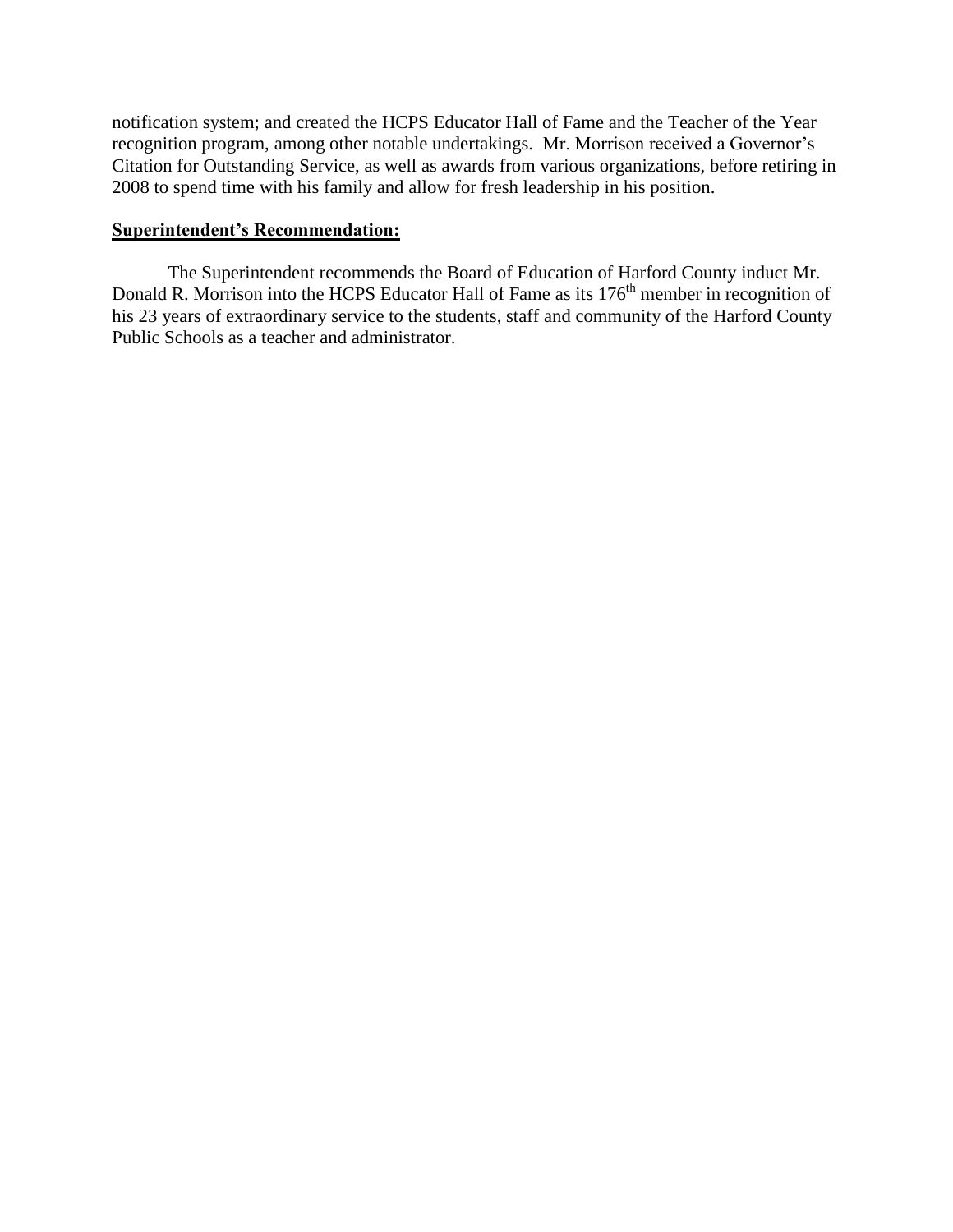notification system; and created the HCPS Educator Hall of Fame and the Teacher of the Year recognition program, among other notable undertakings. Mr. Morrison received a Governor's Citation for Outstanding Service, as well as awards from various organizations, before retiring in 2008 to spend time with his family and allow for fresh leadership in his position.

**Superintendent's Recommendation:**

The Superintendent recommends the Board of Education of Harford County induct Mr. Donald R. Morrison into the HCPS Educator Hall of Fame as its 176th member in recognition of his 23 years of extraordinary service to the students, staff and community of the Harford County Public Schools as a teacher and administrator.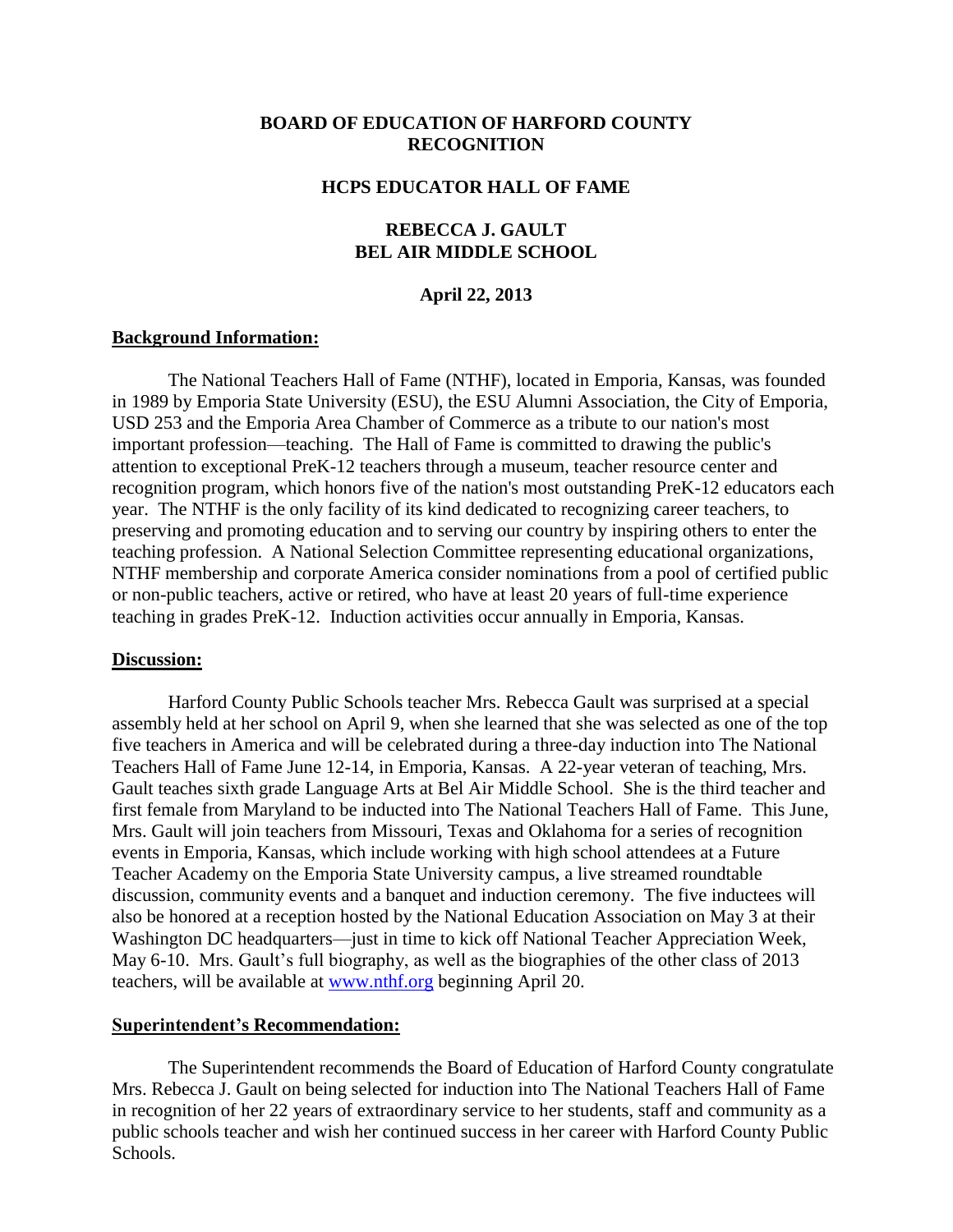**BOARD OF EDUCATION OF HARFORD COUNTY RECOGNITION**

**HCPS EDUCATOR HALL OF FAME**

**REBECCA J. GAULT**
**BEL AIR MIDDLE SCHOOL**

**April 22, 2013**

## Background Information:

The National Teachers Hall of Fame (NTHF), located in Emporia, Kansas, was founded in 1989 by Emporia State University (ESU), the ESU Alumni Association, the City of Emporia, USD 253 and the Emporia Area Chamber of Commerce as a tribute to our nation's most important profession—teaching. The Hall of Fame is committed to drawing the public's attention to exceptional PreK-12 teachers through a museum, teacher resource center and recognition program, which honors five of the nation's most outstanding PreK-12 educators each year. The NTHF is the only facility of its kind dedicated to recognizing career teachers, to preserving and promoting education and to serving our country by inspiring others to enter the teaching profession. A National Selection Committee representing educational organizations, NTHF membership and corporate America consider nominations from a pool of certified public or non-public teachers, active or retired, who have at least 20 years of full-time experience teaching in grades PreK-12. Induction activities occur annually in Emporia, Kansas.

## Discussion:

Harford County Public Schools teacher Mrs. Rebecca Gault was surprised at a special assembly held at her school on April 9, when she learned that she was selected as one of the top five teachers in America and will be celebrated during a three-day induction into The National Teachers Hall of Fame June 12-14, in Emporia, Kansas. A 22-year veteran of teaching, Mrs. Gault teaches sixth grade Language Arts at Bel Air Middle School. She is the third teacher and first female from Maryland to be inducted into The National Teachers Hall of Fame. This June, Mrs. Gault will join teachers from Missouri, Texas and Oklahoma for a series of recognition events in Emporia, Kansas, which include working with high school attendees at a Future Teacher Academy on the Emporia State University campus, a live streamed roundtable discussion, community events and a banquet and induction ceremony. The five inductees will also be honored at a reception hosted by the National Education Association on May 3 at their Washington DC headquarters—just in time to kick off National Teacher Appreciation Week, May 6-10. Mrs. Gault's full biography, as well as the biographies of the other class of 2013 teachers, will be available at [www.nthf.org](http://www.nthf.org) beginning April 20.

## Superintendent's Recommendation:

The Superintendent recommends the Board of Education of Harford County congratulate Mrs. Rebecca J. Gault on being selected for induction into The National Teachers Hall of Fame in recognition of her 22 years of extraordinary service to her students, staff and community as a public schools teacher and wish her continued success in her career with Harford County Public Schools.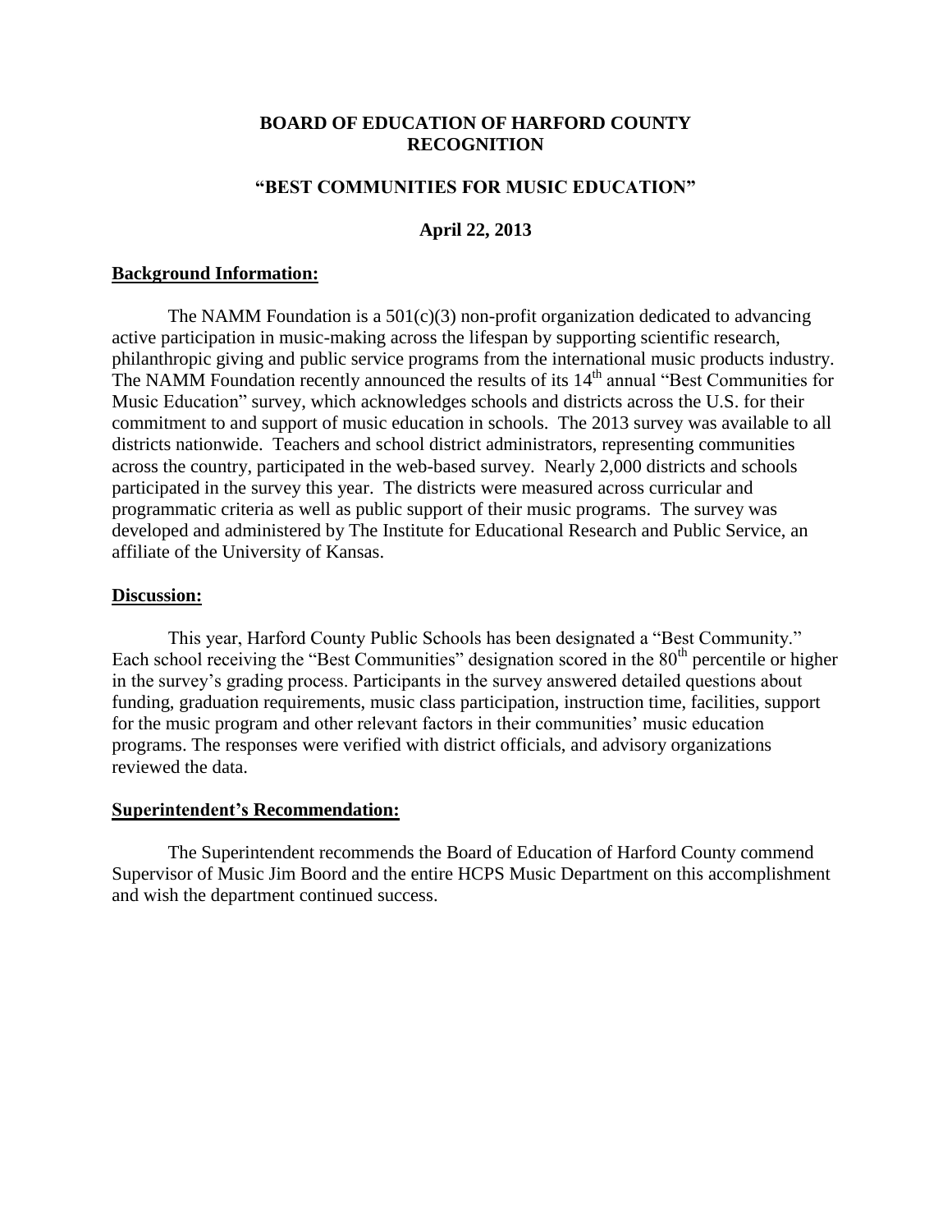# BOARD OF EDUCATION OF HARFORD COUNTY RECOGNITION

## "BEST COMMUNITIES FOR MUSIC EDUCATION"

### April 22, 2013

**Background Information:**

The NAMM Foundation is a 501(c)(3) non-profit organization dedicated to advancing active participation in music-making across the lifespan by supporting scientific research, philanthropic giving and public service programs from the international music products industry. The NAMM Foundation recently announced the results of its 14th annual "Best Communities for Music Education" survey, which acknowledges schools and districts across the U.S. for their commitment to and support of music education in schools. The 2013 survey was available to all districts nationwide. Teachers and school district administrators, representing communities across the country, participated in the web-based survey. Nearly 2,000 districts and schools participated in the survey this year. The districts were measured across curricular and programmatic criteria as well as public support of their music programs. The survey was developed and administered by The Institute for Educational Research and Public Service, an affiliate of the University of Kansas.

**Discussion:**

This year, Harford County Public Schools has been designated a "Best Community." Each school receiving the "Best Communities" designation scored in the 80th percentile or higher in the survey's grading process. Participants in the survey answered detailed questions about funding, graduation requirements, music class participation, instruction time, facilities, support for the music program and other relevant factors in their communities' music education programs. The responses were verified with district officials, and advisory organizations reviewed the data.

**Superintendent's Recommendation:**

The Superintendent recommends the Board of Education of Harford County commend Supervisor of Music Jim Boord and the entire HCPS Music Department on this accomplishment and wish the department continued success.